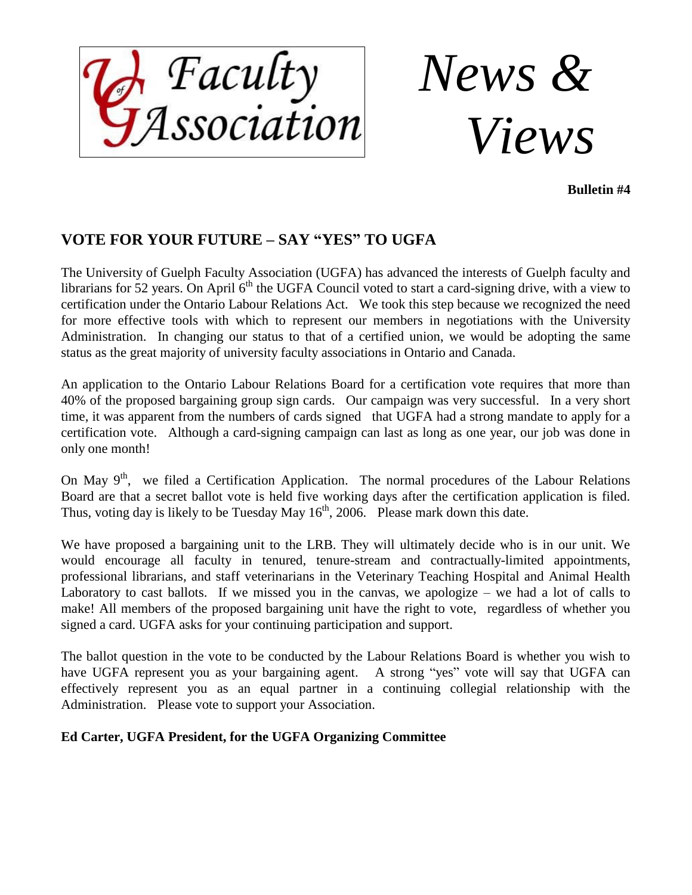U of G Faculty Association

# *News & Views*

**Bulletin #4**

## VOTE FOR YOUR FUTURE – SAY "YES" TO UGFA

The University of Guelph Faculty Association (UGFA) has advanced the interests of Guelph faculty and librarians for 52 years. On April 6th the UGFA Council voted to start a card-signing drive, with a view to certification under the Ontario Labour Relations Act. We took this step because we recognized the need for more effective tools with which to represent our members in negotiations with the University Administration. In changing our status to that of a certified union, we would be adopting the same status as the great majority of university faculty associations in Ontario and Canada.

An application to the Ontario Labour Relations Board for a certification vote requires that more than 40% of the proposed bargaining group sign cards. Our campaign was very successful. In a very short time, it was apparent from the numbers of cards signed that UGFA had a strong mandate to apply for a certification vote. Although a card-signing campaign can last as long as one year, our job was done in only one month!

On May 9th, we filed a Certification Application. The normal procedures of the Labour Relations Board are that a secret ballot vote is held five working days after the certification application is filed. Thus, voting day is likely to be Tuesday May 16th, 2006. Please mark down this date.

We have proposed a bargaining unit to the LRB. They will ultimately decide who is in our unit. We would encourage all faculty in tenured, tenure-stream and contractually-limited appointments, professional librarians, and staff veterinarians in the Veterinary Teaching Hospital and Animal Health Laboratory to cast ballots. If we missed you in the canvas, we apologize – we had a lot of calls to make! All members of the proposed bargaining unit have the right to vote, regardless of whether you signed a card. UGFA asks for your continuing participation and support.

The ballot question in the vote to be conducted by the Labour Relations Board is whether you wish to have UGFA represent you as your bargaining agent. A strong "yes" vote will say that UGFA can effectively represent you as an equal partner in a continuing collegial relationship with the Administration. Please vote to support your Association.

**Ed Carter, UGFA President, for the UGFA Organizing Committee**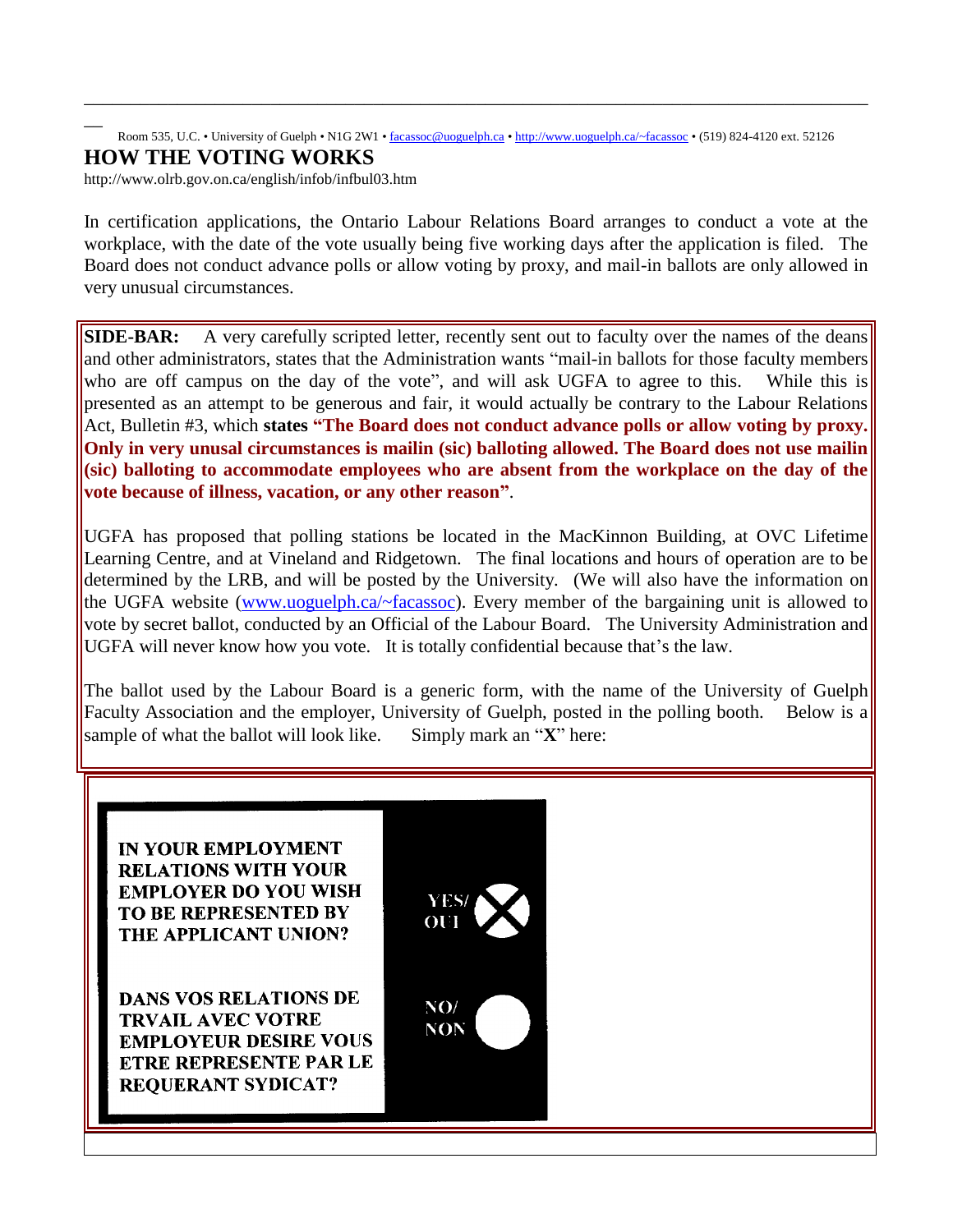Room 535, U.C. • University of Guelph • N1G 2W1 • facassoc@uoguelph.ca • http://www.uoguelph.ca/~facassoc • (519) 824-4120 ext. 52126

## HOW THE VOTING WORKS

http://www.olrb.gov.on.ca/english/infob/infbul03.htm

In certification applications, the Ontario Labour Relations Board arranges to conduct a vote at the workplace, with the date of the vote usually being five working days after the application is filed. The Board does not conduct advance polls or allow voting by proxy, and mail-in ballots are only allowed in very unusual circumstances.

**SIDE-BAR:** A very carefully scripted letter, recently sent out to faculty over the names of the deans and other administrators, states that the Administration wants "mail-in ballots for those faculty members who are off campus on the day of the vote", and will ask UGFA to agree to this. While this is presented as an attempt to be generous and fair, it would actually be contrary to the Labour Relations Act, Bulletin #3, which **states "The Board does not conduct advance polls or allow voting by proxy. Only in very unusal circumstances is mailin (sic) balloting allowed. The Board does not use mailin (sic) balloting to accommodate employees who are absent from the workplace on the day of the vote because of illness, vacation, or any other reason"**.

UGFA has proposed that polling stations be located in the MacKinnon Building, at OVC Lifetime Learning Centre, and at Vineland and Ridgetown. The final locations and hours of operation are to be determined by the LRB, and will be posted by the University. (We will also have the information on the UGFA website (www.uoguelph.ca/~facassoc). Every member of the bargaining unit is allowed to vote by secret ballot, conducted by an Official of the Labour Board. The University Administration and UGFA will never know how you vote. It is totally confidential because that's the law.

The ballot used by the Labour Board is a generic form, with the name of the University of Guelph Faculty Association and the employer, University of Guelph, posted in the polling booth. Below is a sample of what the ballot will look like. Simply mark an "**X**" here:

| | |
|---|---|
| **IN YOUR EMPLOYMENT RELATIONS WITH YOUR EMPLOYER DO YOU WISH TO BE REPRESENTED BY THE APPLICANT UNION?** | **YES/ OUI** ⊗ |
| **DANS VOS RELATIONS DE TRVAIL AVEC VOTRE EMPLOYEUR DESIRE VOUS ETRE REPRESENTE PAR LE REQUERANT SYDICAT?** | **NO/ NON** ○ |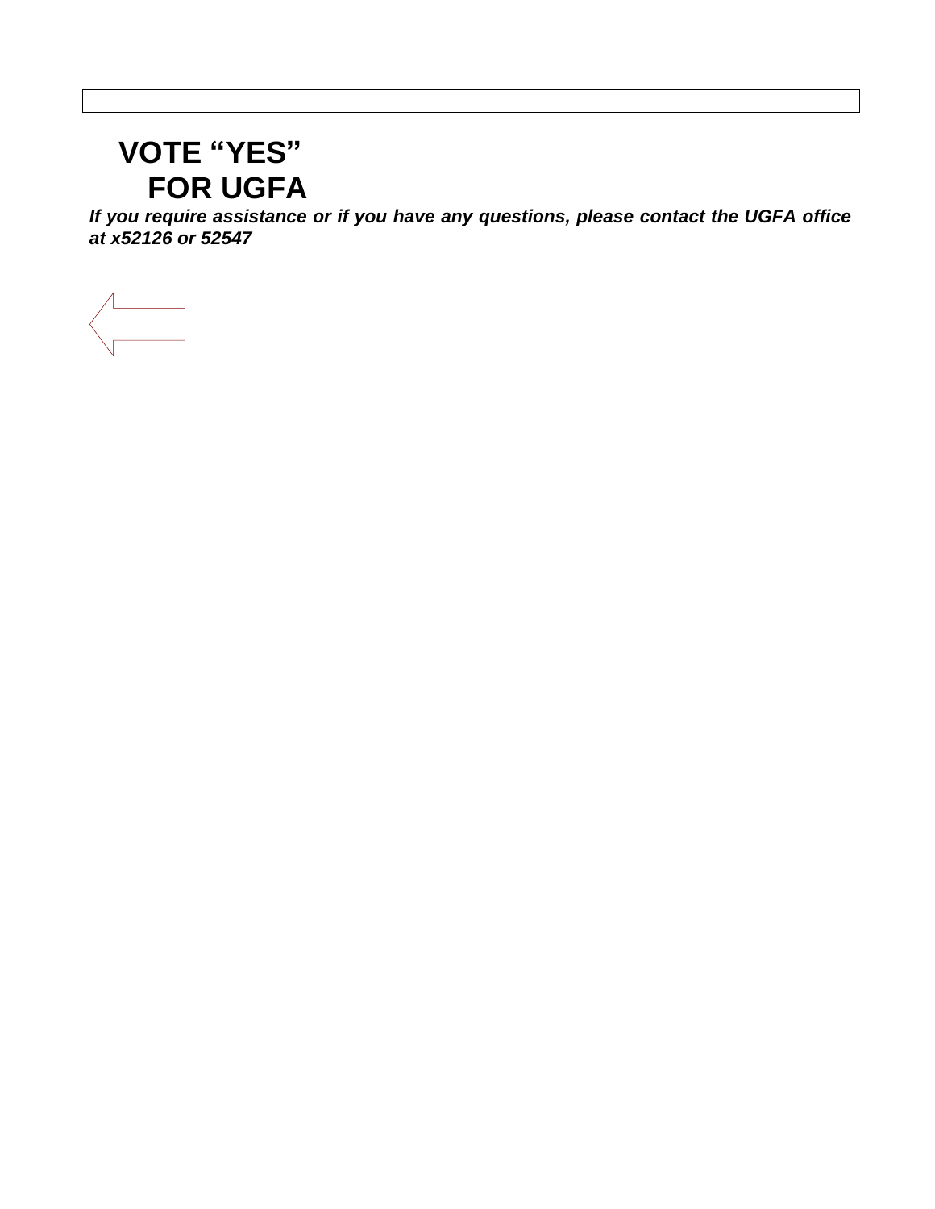# VOTE "YES" FOR UGFA

***If you require assistance or if you have any questions, please contact the UGFA office at x52126 or 52547***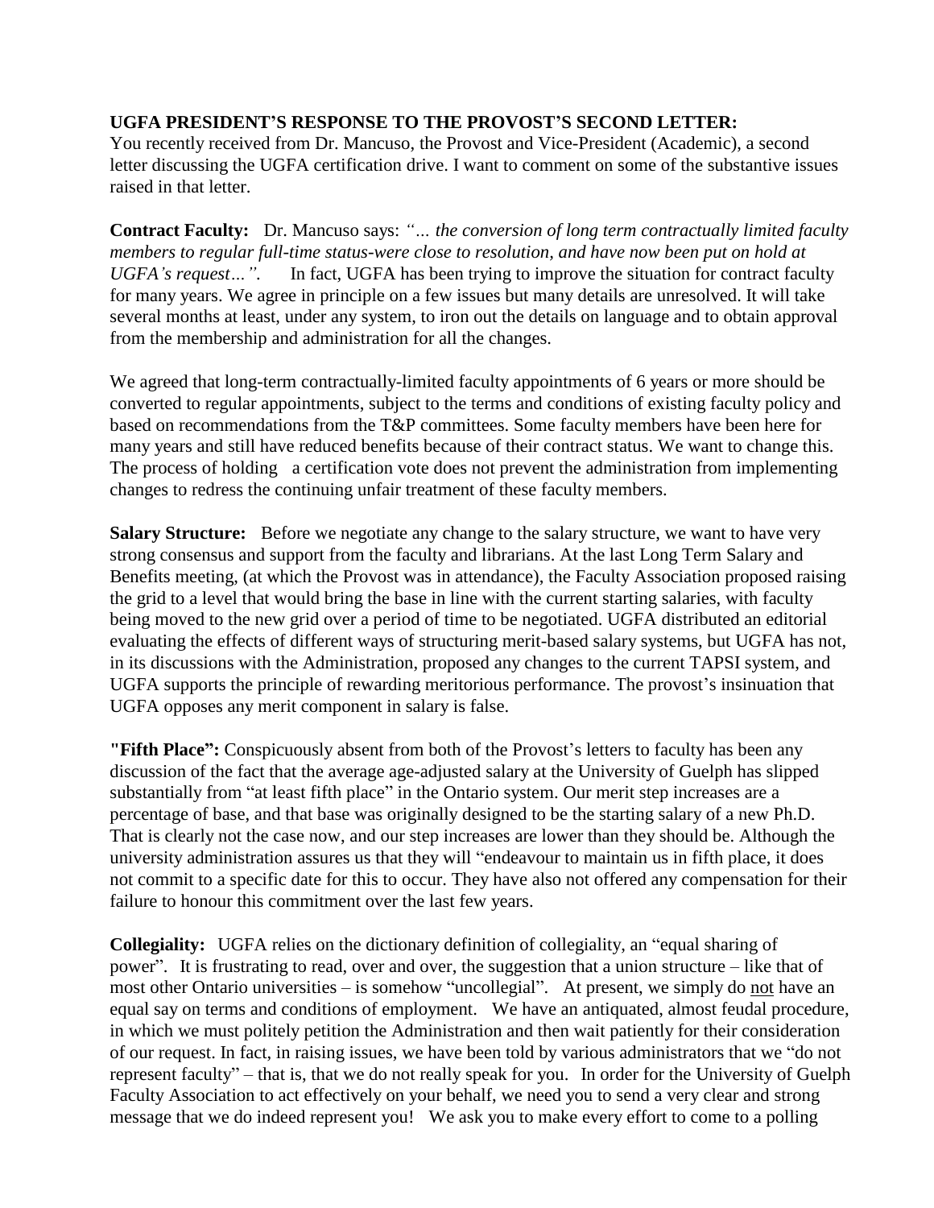**UGFA PRESIDENT'S RESPONSE TO THE PROVOST'S SECOND LETTER:**
You recently received from Dr. Mancuso, the Provost and Vice-President (Academic), a second letter discussing the UGFA certification drive. I want to comment on some of the substantive issues raised in that letter.

**Contract Faculty:** Dr. Mancuso says: *"… the conversion of long term contractually limited faculty members to regular full-time status-were close to resolution, and have now been put on hold at UGFA's request…".* In fact, UGFA has been trying to improve the situation for contract faculty for many years. We agree in principle on a few issues but many details are unresolved. It will take several months at least, under any system, to iron out the details on language and to obtain approval from the membership and administration for all the changes.

We agreed that long-term contractually-limited faculty appointments of 6 years or more should be converted to regular appointments, subject to the terms and conditions of existing faculty policy and based on recommendations from the T&P committees. Some faculty members have been here for many years and still have reduced benefits because of their contract status. We want to change this. The process of holding a certification vote does not prevent the administration from implementing changes to redress the continuing unfair treatment of these faculty members.

**Salary Structure:** Before we negotiate any change to the salary structure, we want to have very strong consensus and support from the faculty and librarians. At the last Long Term Salary and Benefits meeting, (at which the Provost was in attendance), the Faculty Association proposed raising the grid to a level that would bring the base in line with the current starting salaries, with faculty being moved to the new grid over a period of time to be negotiated. UGFA distributed an editorial evaluating the effects of different ways of structuring merit-based salary systems, but UGFA has not, in its discussions with the Administration, proposed any changes to the current TAPSI system, and UGFA supports the principle of rewarding meritorious performance. The provost's insinuation that UGFA opposes any merit component in salary is false.

**"Fifth Place":** Conspicuously absent from both of the Provost's letters to faculty has been any discussion of the fact that the average age-adjusted salary at the University of Guelph has slipped substantially from "at least fifth place" in the Ontario system. Our merit step increases are a percentage of base, and that base was originally designed to be the starting salary of a new Ph.D. That is clearly not the case now, and our step increases are lower than they should be. Although the university administration assures us that they will "endeavour to maintain us in fifth place, it does not commit to a specific date for this to occur. They have also not offered any compensation for their failure to honour this commitment over the last few years.

**Collegiality:** UGFA relies on the dictionary definition of collegiality, an "equal sharing of power". It is frustrating to read, over and over, the suggestion that a union structure – like that of most other Ontario universities – is somehow "uncollegial". At present, we simply do not have an equal say on terms and conditions of employment. We have an antiquated, almost feudal procedure, in which we must politely petition the Administration and then wait patiently for their consideration of our request. In fact, in raising issues, we have been told by various administrators that we "do not represent faculty" – that is, that we do not really speak for you. In order for the University of Guelph Faculty Association to act effectively on your behalf, we need you to send a very clear and strong message that we do indeed represent you! We ask you to make every effort to come to a polling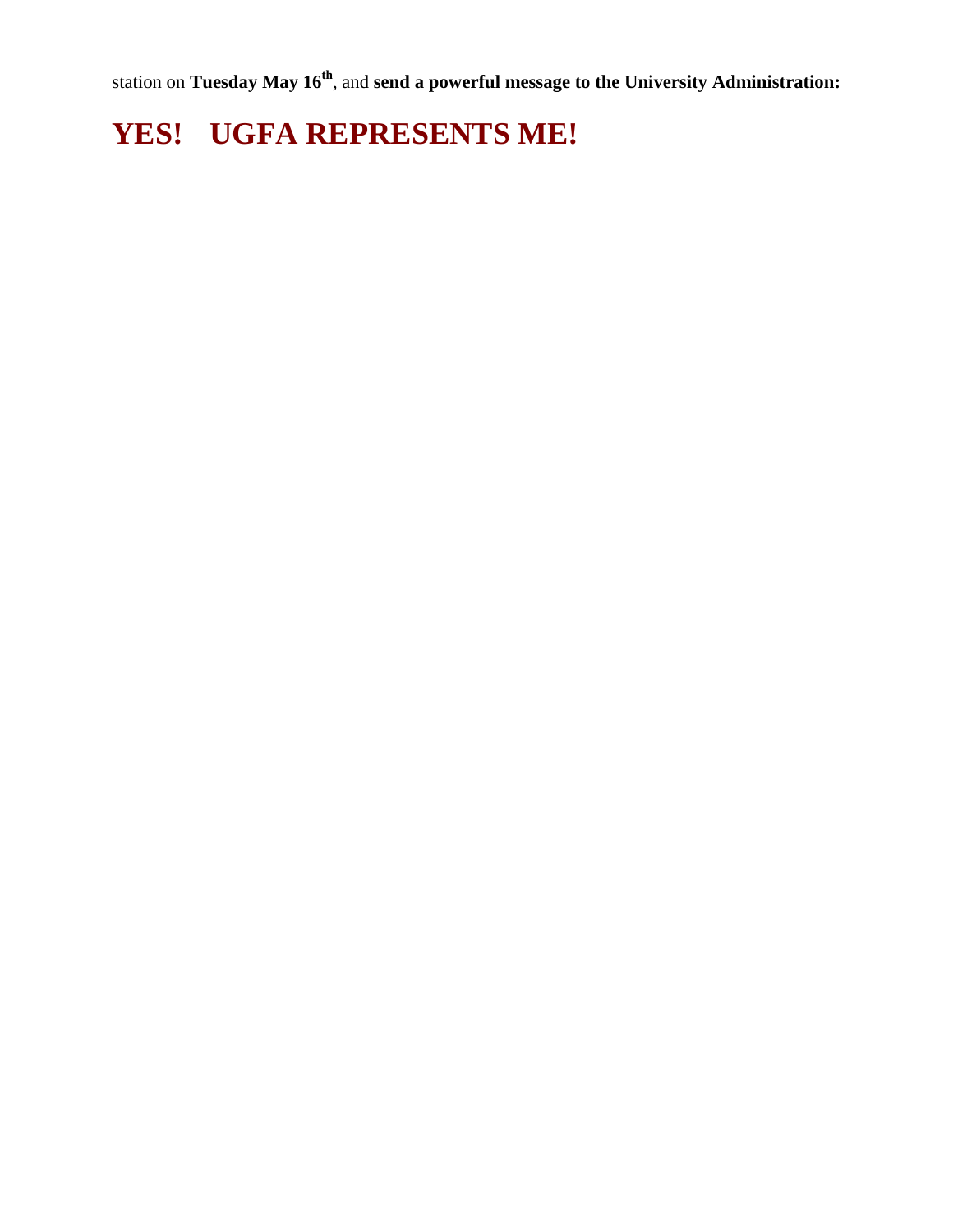station on **Tuesday May 16th**, and **send a powerful message to the University Administration:**

# YES! UGFA REPRESENTS ME!